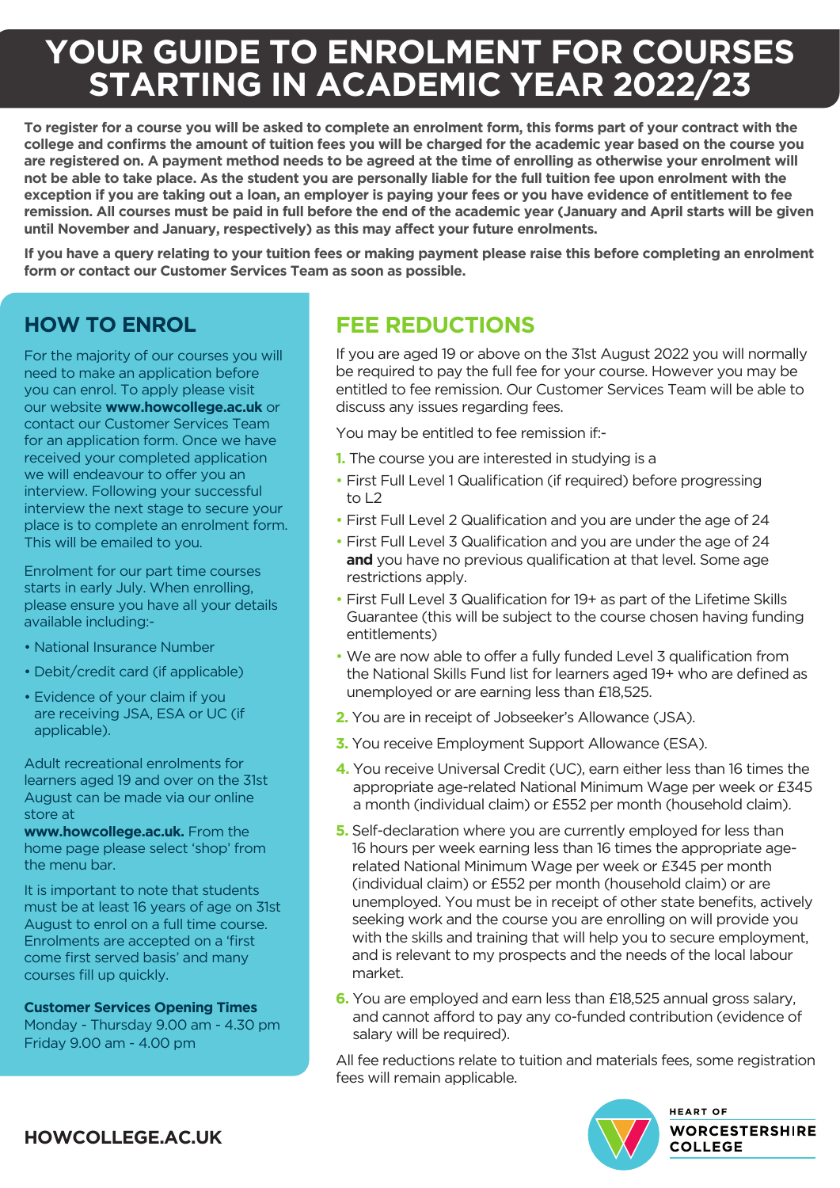# YOUR GUIDE TO ENROLMENT FOR COURSES STARTING IN ACADEMIC YEAR 2022/23

**To register for a course you will be asked to complete an enrolment form, this forms part of your contract with the college and confirms the amount of tuition fees you will be charged for the academic year based on the course you are registered on. A payment method needs to be agreed at the time of enrolling as otherwise your enrolment will not be able to take place. As the student you are personally liable for the full tuition fee upon enrolment with the exception if you are taking out a loan, an employer is paying your fees or you have evidence of entitlement to fee remission. All courses must be paid in full before the end of the academic year (January and April starts will be given until November and January, respectively) as this may affect your future enrolments.**

**If you have a query relating to your tuition fees or making payment please raise this before completing an enrolment form or contact our Customer Services Team as soon as possible.**

## HOW TO ENROL

For the majority of our courses you will need to make an application before you can enrol. To apply please visit our website **www.howcollege.ac.uk** or contact our Customer Services Team for an application form. Once we have received your completed application we will endeavour to offer you an interview. Following your successful interview the next stage to secure your place is to complete an enrolment form. This will be emailed to you.

Enrolment for our part time courses starts in early July. When enrolling, please ensure you have all your details available including:-

- National Insurance Number
- Debit/credit card (if applicable)
- Evidence of your claim if you are receiving JSA, ESA or UC (if applicable).

Adult recreational enrolments for learners aged 19 and over on the 31st August can be made via our online store at **www.howcollege.ac.uk.** From the home page please select 'shop' from the menu bar.

It is important to note that students must be at least 16 years of age on 31st August to enrol on a full time course. Enrolments are accepted on a 'first come first served basis' and many courses fill up quickly.

**Customer Services Opening Times**
Monday - Thursday 9.00 am - 4.30 pm
Friday 9.00 am - 4.00 pm

## FEE REDUCTIONS

If you are aged 19 or above on the 31st August 2022 you will normally be required to pay the full fee for your course. However you may be entitled to fee remission. Our Customer Services Team will be able to discuss any issues regarding fees.

You may be entitled to fee remission if:-

1. The course you are interested in studying is a
   - First Full Level 1 Qualification (if required) before progressing to L2
   - First Full Level 2 Qualification and you are under the age of 24
   - First Full Level 3 Qualification and you are under the age of 24 **and** you have no previous qualification at that level. Some age restrictions apply.
   - First Full Level 3 Qualification for 19+ as part of the Lifetime Skills Guarantee (this will be subject to the course chosen having funding entitlements)
   - We are now able to offer a fully funded Level 3 qualification from the National Skills Fund list for learners aged 19+ who are defined as unemployed or are earning less than £18,525.
2. You are in receipt of Jobseeker's Allowance (JSA).
3. You receive Employment Support Allowance (ESA).
4. You receive Universal Credit (UC), earn either less than 16 times the appropriate age-related National Minimum Wage per week or £345 a month (individual claim) or £552 per month (household claim).
5. Self-declaration where you are currently employed for less than 16 hours per week earning less than 16 times the appropriate age-related National Minimum Wage per week or £345 per month (individual claim) or £552 per month (household claim) or are unemployed. You must be in receipt of other state benefits, actively seeking work and the course you are enrolling on will provide you with the skills and training that will help you to secure employment, and is relevant to my prospects and the needs of the local labour market.
6. You are employed and earn less than £18,525 annual gross salary, and cannot afford to pay any co-funded contribution (evidence of salary will be required).

All fee reductions relate to tuition and materials fees, some registration fees will remain applicable.

**HOWCOLLEGE.AC.UK**

HEART OF WORCESTERSHIRE COLLEGE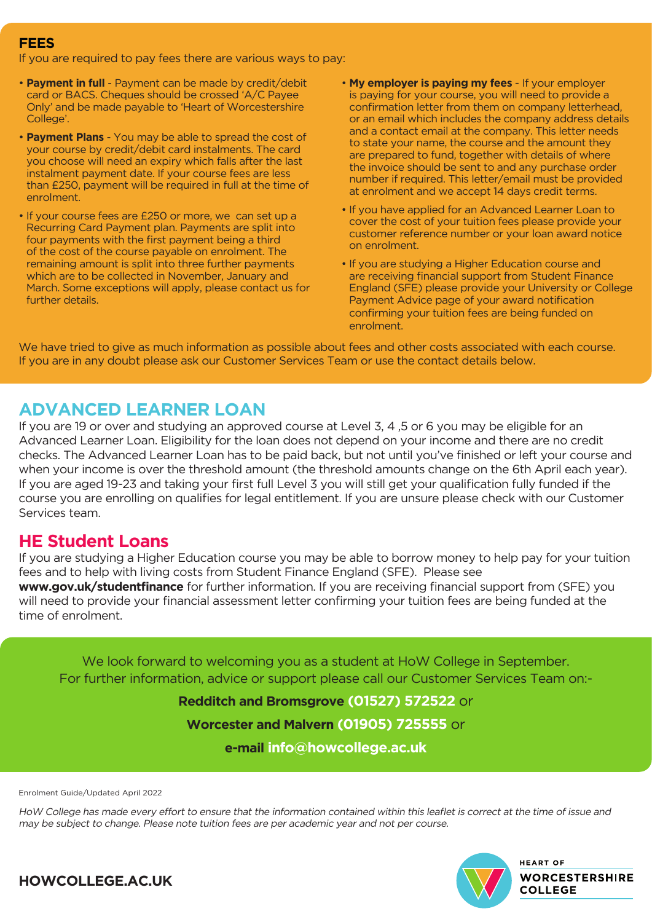## FEES

If you are required to pay fees there are various ways to pay:

- **Payment in full** - Payment can be made by credit/debit card or BACS. Cheques should be crossed 'A/C Payee Only' and be made payable to 'Heart of Worcestershire College'.
- **Payment Plans** - You may be able to spread the cost of your course by credit/debit card instalments. The card you choose will need an expiry which falls after the last instalment payment date. If your course fees are less than £250, payment will be required in full at the time of enrolment.
- If your course fees are £250 or more, we can set up a Recurring Card Payment plan. Payments are split into four payments with the first payment being a third of the cost of the course payable on enrolment. The remaining amount is split into three further payments which are to be collected in November, January and March. Some exceptions will apply, please contact us for further details.
- **My employer is paying my fees** - If your employer is paying for your course, you will need to provide a confirmation letter from them on company letterhead, or an email which includes the company address details and a contact email at the company. This letter needs to state your name, the course and the amount they are prepared to fund, together with details of where the invoice should be sent to and any purchase order number if required. This letter/email must be provided at enrolment and we accept 14 days credit terms.
- If you have applied for an Advanced Learner Loan to cover the cost of your tuition fees please provide your customer reference number or your loan award notice on enrolment.
- If you are studying a Higher Education course and are receiving financial support from Student Finance England (SFE) please provide your University or College Payment Advice page of your award notification confirming your tuition fees are being funded on enrolment.

We have tried to give as much information as possible about fees and other costs associated with each course. If you are in any doubt please ask our Customer Services Team or use the contact details below.

## ADVANCED LEARNER LOAN

If you are 19 or over and studying an approved course at Level 3, 4 ,5 or 6 you may be eligible for an Advanced Learner Loan. Eligibility for the loan does not depend on your income and there are no credit checks. The Advanced Learner Loan has to be paid back, but not until you've finished or left your course and when your income is over the threshold amount (the threshold amounts change on the 6th April each year). If you are aged 19-23 and taking your first full Level 3 you will still get your qualification fully funded if the course you are enrolling on qualifies for legal entitlement. If you are unsure please check with our Customer Services team.

## HE Student Loans

If you are studying a Higher Education course you may be able to borrow money to help pay for your tuition fees and to help with living costs from Student Finance England (SFE). Please see **www.gov.uk/studentfinance** for further information. If you are receiving financial support from (SFE) you will need to provide your financial assessment letter confirming your tuition fees are being funded at the time of enrolment.

We look forward to welcoming you as a student at HoW College in September.
For further information, advice or support please call our Customer Services Team on:-

**Redditch and Bromsgrove (01527) 572522** or

**Worcester and Malvern (01905) 725555** or

**e-mail info@howcollege.ac.uk**

Enrolment Guide/Updated April 2022

*HoW College has made every effort to ensure that the information contained within this leaflet is correct at the time of issue and may be subject to change. Please note tuition fees are per academic year and not per course.*

**HOWCOLLEGE.AC.UK**

HEART OF WORCESTERSHIRE COLLEGE